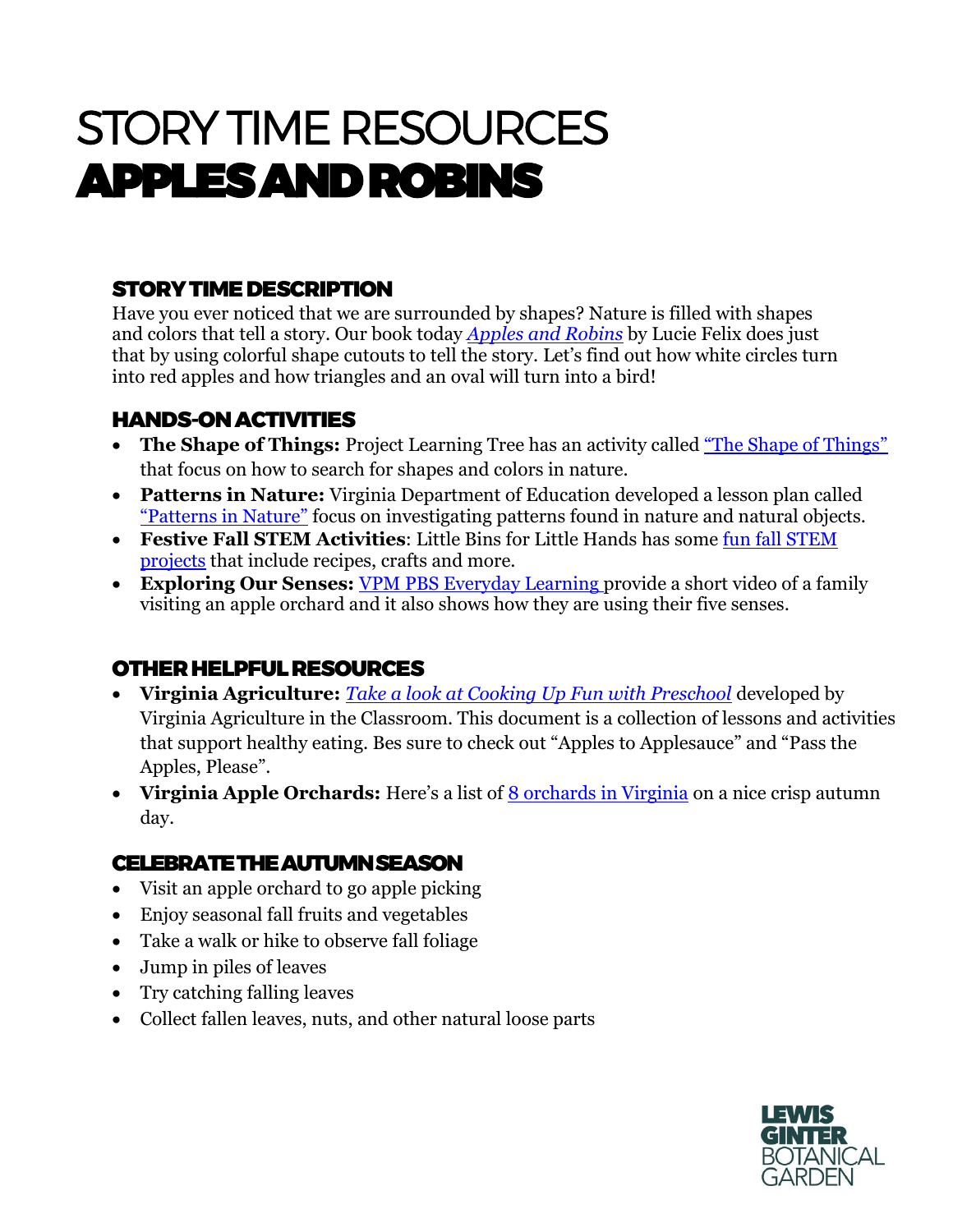# STORY TIME RESOURCES
# APPLES AND ROBINS

## STORY TIME DESCRIPTION

Have you ever noticed that we are surrounded by shapes? Nature is filled with shapes and colors that tell a story. Our book today *Apples and Robins* by Lucie Felix does just that by using colorful shape cutouts to tell the story. Let's find out how white circles turn into red apples and how triangles and an oval will turn into a bird!

## HANDS-ON ACTIVITIES

- **The Shape of Things:** Project Learning Tree has an activity called "The Shape of Things" that focus on how to search for shapes and colors in nature.
- **Patterns in Nature:** Virginia Department of Education developed a lesson plan called "Patterns in Nature" focus on investigating patterns found in nature and natural objects.
- **Festive Fall STEM Activities**: Little Bins for Little Hands has some fun fall STEM projects that include recipes, crafts and more.
- **Exploring Our Senses:** VPM PBS Everyday Learning provide a short video of a family visiting an apple orchard and it also shows how they are using their five senses.

## OTHER HELPFUL RESOURCES

- **Virginia Agriculture:** *Take a look at Cooking Up Fun with Preschool* developed by Virginia Agriculture in the Classroom. This document is a collection of lessons and activities that support healthy eating. Bes sure to check out "Apples to Applesauce" and "Pass the Apples, Please".
- **Virginia Apple Orchards:** Here's a list of 8 orchards in Virginia on a nice crisp autumn day.

## CELEBRATE THE AUTUMN SEASON

- Visit an apple orchard to go apple picking
- Enjoy seasonal fall fruits and vegetables
- Take a walk or hike to observe fall foliage
- Jump in piles of leaves
- Try catching falling leaves
- Collect fallen leaves, nuts, and other natural loose parts

LEWIS GINTER BOTANICAL GARDEN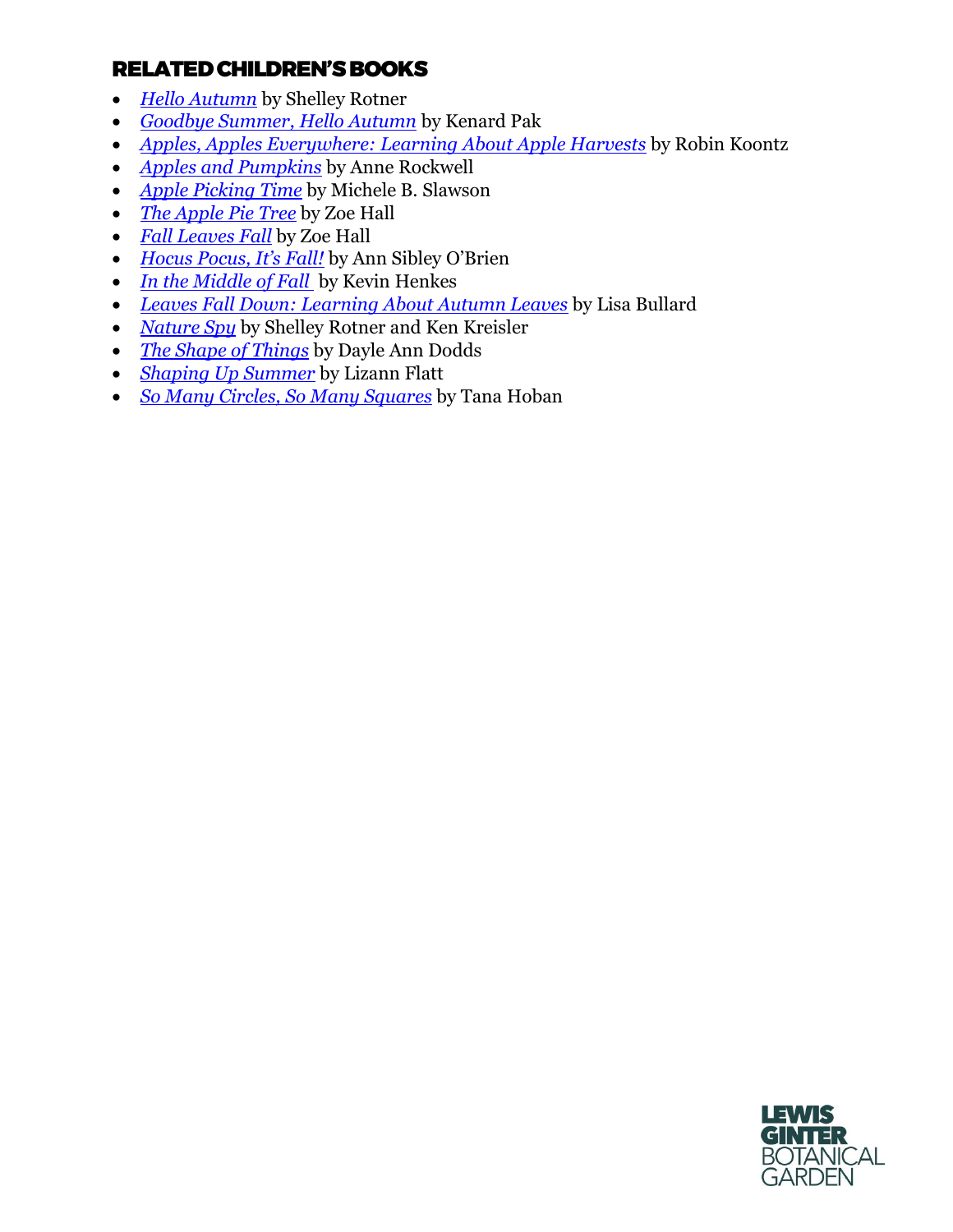## RELATED CHILDREN'S BOOKS

- *Hello Autumn* by Shelley Rotner
- *Goodbye Summer, Hello Autumn* by Kenard Pak
- *Apples, Apples Everywhere: Learning About Apple Harvests* by Robin Koontz
- *Apples and Pumpkins* by Anne Rockwell
- *Apple Picking Time* by Michele B. Slawson
- *The Apple Pie Tree* by Zoe Hall
- *Fall Leaves Fall* by Zoe Hall
- *Hocus Pocus, It's Fall!* by Ann Sibley O'Brien
- *In the Middle of Fall* by Kevin Henkes
- *Leaves Fall Down: Learning About Autumn Leaves* by Lisa Bullard
- *Nature Spy* by Shelley Rotner and Ken Kreisler
- *The Shape of Things* by Dayle Ann Dodds
- *Shaping Up Summer* by Lizann Flatt
- *So Many Circles, So Many Squares* by Tana Hoban

LEWIS GINTER BOTANICAL GARDEN